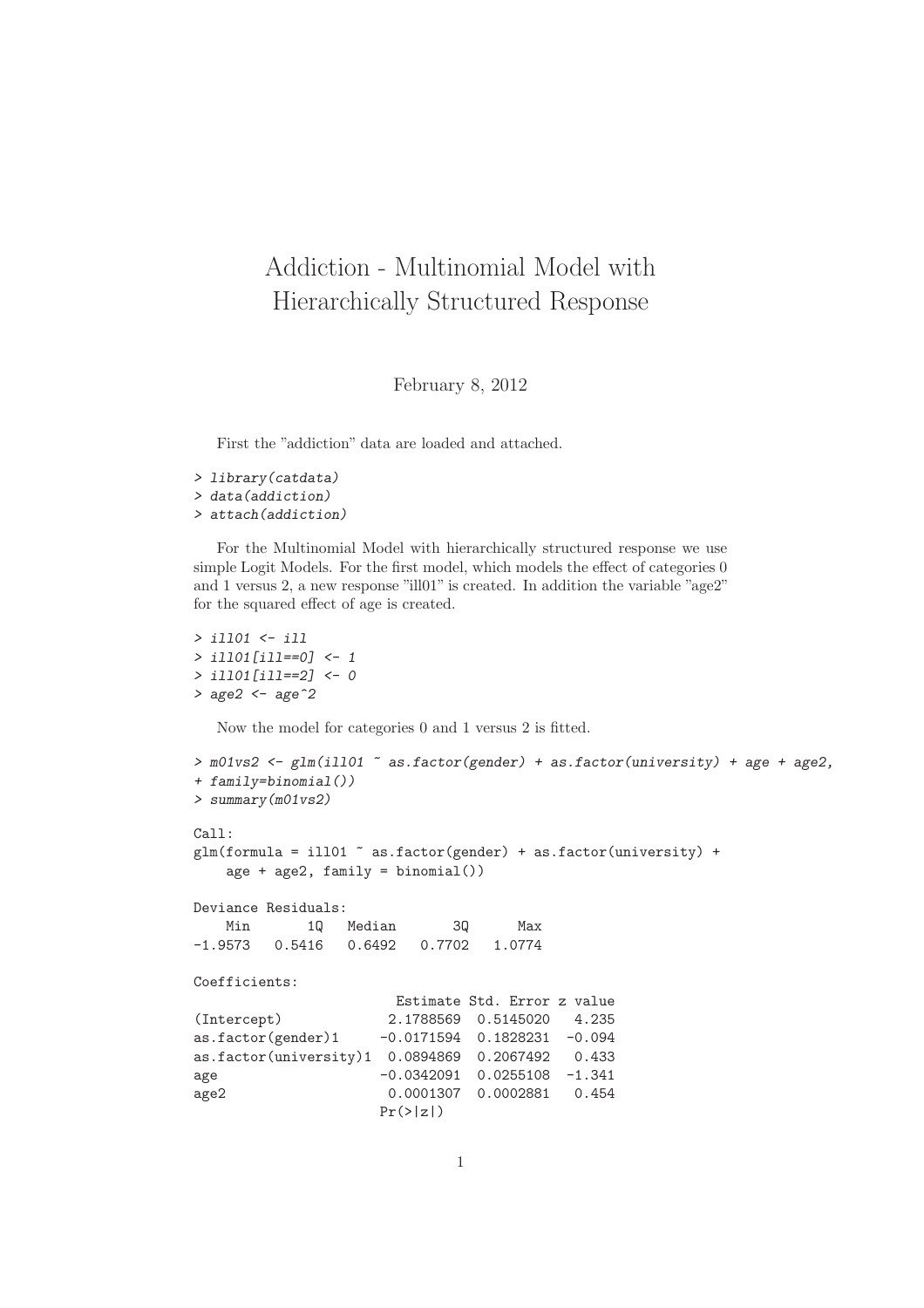# Addiction - Multinomial Model with Hierarchically Structured Response

February 8, 2012

First the "addiction" data are loaded and attached.

```
> library(catdata)
> data(addiction)
> attach(addiction)
```

For the Multinomial Model with hierarchically structured response we use simple Logit Models. For the first model, which models the effect of categories 0 and 1 versus 2, a new response "ill01" is created. In addition the variable "age2" for the squared effect of age is created.

```
> ill01 <- ill
> ill01[ill==0] <- 1
> ill01[ill==2] <- 0
> age2 <- age^2
```

Now the model for categories 0 and 1 versus 2 is fitted.

```
> m01vs2 <- glm(ill01 ~ as.factor(gender) + as.factor(university) + age + age2,
+ family=binomial())
> summary(m01vs2)

Call:
glm(formula = ill01 ~ as.factor(gender) + as.factor(university) +
    age + age2, family = binomial())

Deviance Residuals:
    Min       1Q   Median       3Q      Max
-1.9573   0.5416   0.6492   0.7702   1.0774

Coefficients:
                        Estimate Std. Error z value
(Intercept)            2.1788569  0.5145020   4.235
as.factor(gender)1    -0.0171594  0.1828231  -0.094
as.factor(university)1  0.0894869  0.2067492   0.433
age                   -0.0342091  0.0255108  -1.341
age2                   0.0001307  0.0002881   0.454
                      Pr(>|z|)
```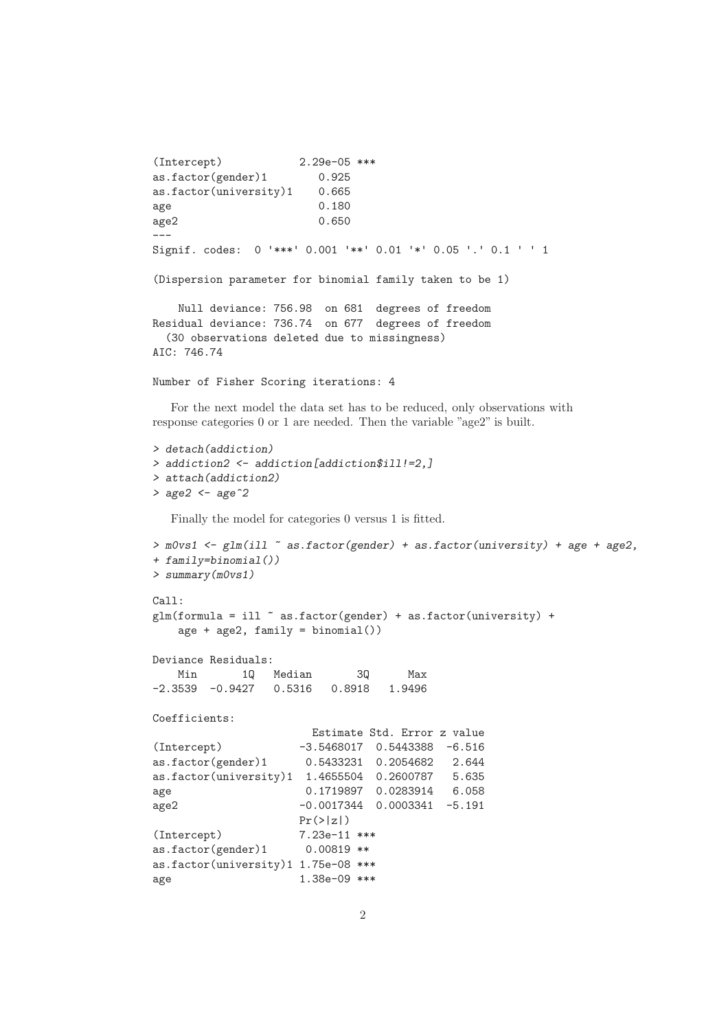```
(Intercept)            2.29e-05 ***
as.factor(gender)1        0.925
as.factor(university)1    0.665
age                       0.180
age2                      0.650
---
Signif. codes:  0 '***' 0.001 '**' 0.01 '*' 0.05 '.' 0.1 ' ' 1

(Dispersion parameter for binomial family taken to be 1)

    Null deviance: 756.98  on 681  degrees of freedom
Residual deviance: 736.74  on 677  degrees of freedom
  (30 observations deleted due to missingness)
AIC: 746.74

Number of Fisher Scoring iterations: 4
```

For the next model the data set has to be reduced, only observations with response categories 0 or 1 are needed. Then the variable "age2" is built.

```
> detach(addiction)
> addiction2 <- addiction[addiction$ill!=2,]
> attach(addiction2)
> age2 <- age^2
```

Finally the model for categories 0 versus 1 is fitted.

```
> m0vs1 <- glm(ill ~ as.factor(gender) + as.factor(university) + age + age2,
+ family=binomial())
> summary(m0vs1)

Call:
glm(formula = ill ~ as.factor(gender) + as.factor(university) +
    age + age2, family = binomial())

Deviance Residuals:
    Min       1Q   Median       3Q      Max
-2.3539  -0.9427   0.5316   0.8918   1.9496

Coefficients:
                         Estimate Std. Error z value
(Intercept)            -3.5468017  0.5443388  -6.516
as.factor(gender)1      0.5433231  0.2054682   2.644
as.factor(university)1  1.4655504  0.2600787   5.635
age                     0.1719897  0.0283914   6.058
age2                   -0.0017344  0.0003341  -5.191
                       Pr(>|z|)
(Intercept)            7.23e-11 ***
as.factor(gender)1      0.00819 **
as.factor(university)1 1.75e-08 ***
age                    1.38e-09 ***
```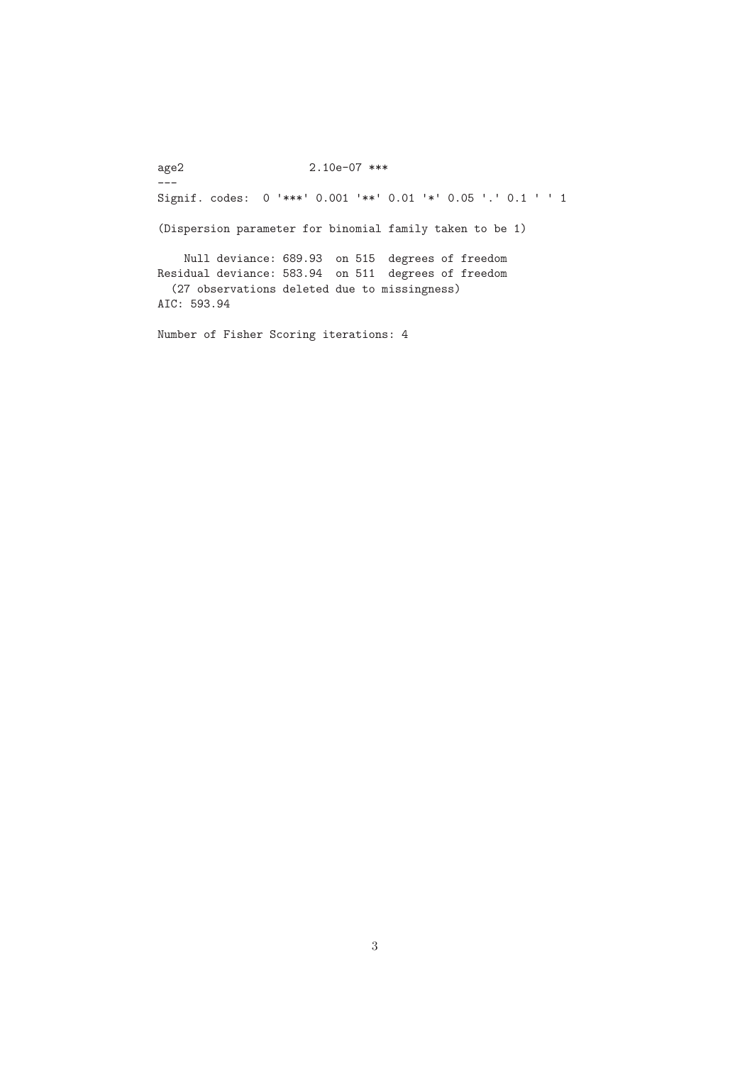```
age2                  2.10e-07 ***
---
Signif. codes:  0 '***' 0.001 '**' 0.01 '*' 0.05 '.' 0.1 ' ' 1

(Dispersion parameter for binomial family taken to be 1)

    Null deviance: 689.93  on 515  degrees of freedom
Residual deviance: 583.94  on 511  degrees of freedom
  (27 observations deleted due to missingness)
AIC: 593.94

Number of Fisher Scoring iterations: 4
```